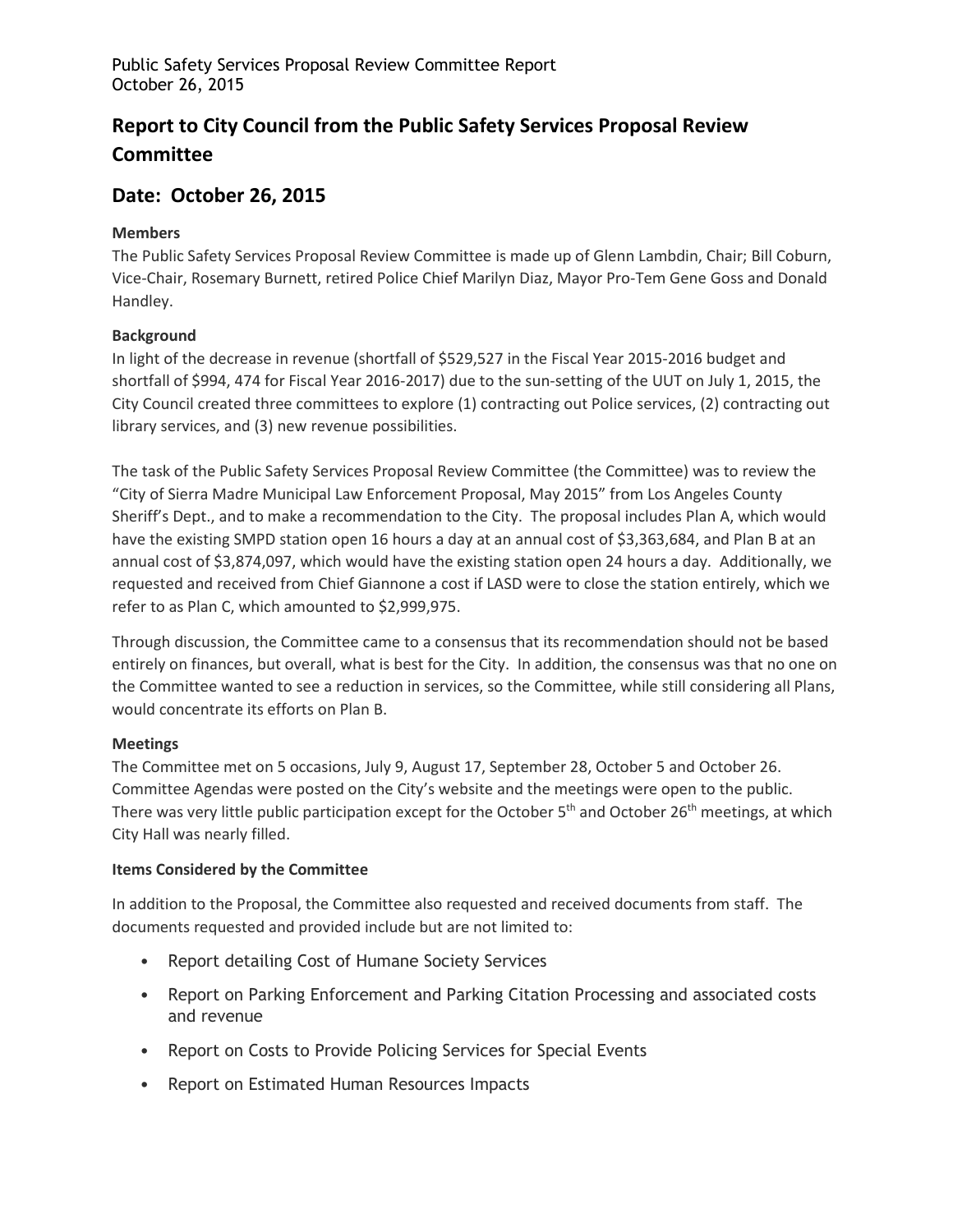# Report to City Council from the Public Safety Services Proposal Review Committee

## Date: October 26, 2015

### Members

The Public Safety Services Proposal Review Committee is made up of Glenn Lambdin, Chair; Bill Coburn, Vice-Chair, Rosemary Burnett, retired Police Chief Marilyn Diaz, Mayor Pro-Tem Gene Goss and Donald Handley.

### Background

In light of the decrease in revenue (shortfall of $529,527 in the Fiscal Year 2015-2016 budget and shortfall of $994, 474 for Fiscal Year 2016-2017) due to the sun-setting of the UUT on July 1, 2015, the City Council created three committees to explore (1) contracting out Police services, (2) contracting out library services, and (3) new revenue possibilities.

The task of the Public Safety Services Proposal Review Committee (the Committee) was to review the "City of Sierra Madre Municipal Law Enforcement Proposal, May 2015" from Los Angeles County Sheriff's Dept., and to make a recommendation to the City. The proposal includes Plan A, which would have the existing SMPD station open 16 hours a day at an annual cost of $3,363,684, and Plan B at an annual cost of $3,874,097, which would have the existing station open 24 hours a day. Additionally, we requested and received from Chief Giannone a cost if LASD were to close the station entirely, which we refer to as Plan C, which amounted to $2,999,975.

Through discussion, the Committee came to a consensus that its recommendation should not be based entirely on finances, but overall, what is best for the City. In addition, the consensus was that no one on the Committee wanted to see a reduction in services, so the Committee, while still considering all Plans, would concentrate its efforts on Plan B.

### Meetings

The Committee met on 5 occasions, July 9, August 17, September 28, October 5 and October 26. Committee Agendas were posted on the City's website and the meetings were open to the public. There was very little public participation except for the October 5th and October 26th meetings, at which City Hall was nearly filled.

### Items Considered by the Committee

In addition to the Proposal, the Committee also requested and received documents from staff. The documents requested and provided include but are not limited to:

- Report detailing Cost of Humane Society Services
- Report on Parking Enforcement and Parking Citation Processing and associated costs and revenue
- Report on Costs to Provide Policing Services for Special Events
- Report on Estimated Human Resources Impacts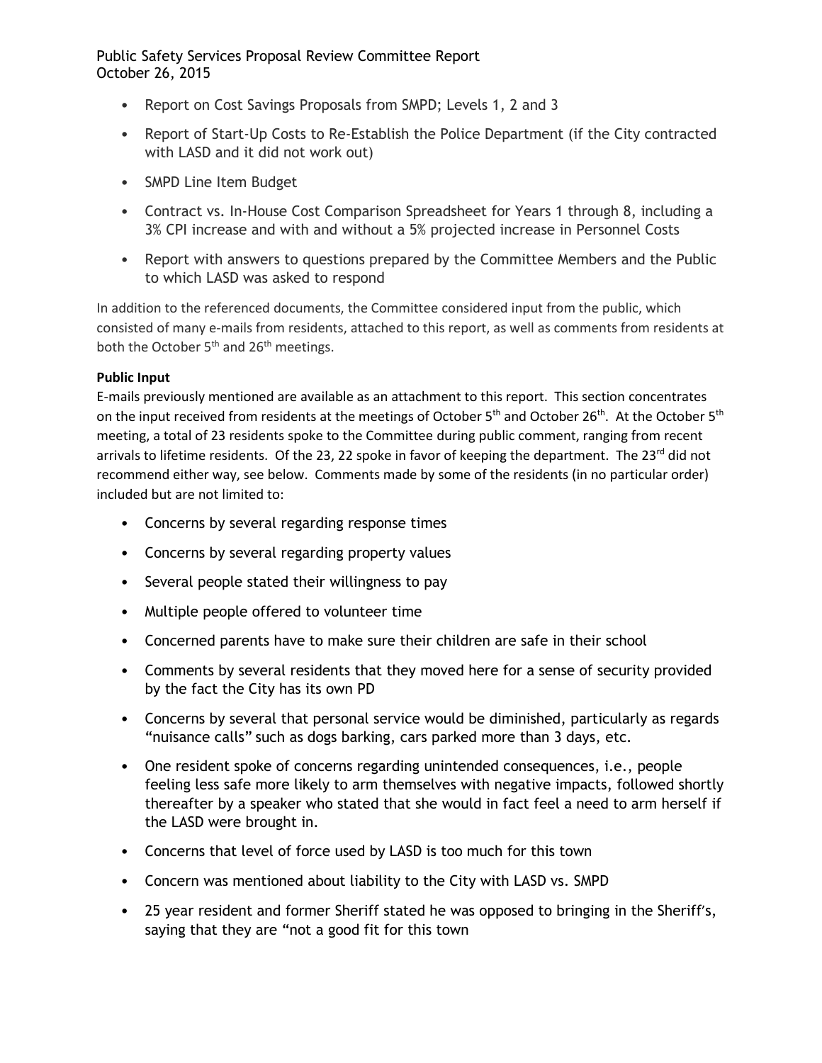- Report on Cost Savings Proposals from SMPD; Levels 1, 2 and 3
- Report of Start-Up Costs to Re-Establish the Police Department (if the City contracted with LASD and it did not work out)
- SMPD Line Item Budget
- Contract vs. In-House Cost Comparison Spreadsheet for Years 1 through 8, including a 3% CPI increase and with and without a 5% projected increase in Personnel Costs
- Report with answers to questions prepared by the Committee Members and the Public to which LASD was asked to respond

In addition to the referenced documents, the Committee considered input from the public, which consisted of many e-mails from residents, attached to this report, as well as comments from residents at both the October 5th and 26th meetings.

**Public Input**

E-mails previously mentioned are available as an attachment to this report. This section concentrates on the input received from residents at the meetings of October 5th and October 26th. At the October 5th meeting, a total of 23 residents spoke to the Committee during public comment, ranging from recent arrivals to lifetime residents. Of the 23, 22 spoke in favor of keeping the department. The 23rd did not recommend either way, see below. Comments made by some of the residents (in no particular order) included but are not limited to:

- Concerns by several regarding response times
- Concerns by several regarding property values
- Several people stated their willingness to pay
- Multiple people offered to volunteer time
- Concerned parents have to make sure their children are safe in their school
- Comments by several residents that they moved here for a sense of security provided by the fact the City has its own PD
- Concerns by several that personal service would be diminished, particularly as regards "nuisance calls" such as dogs barking, cars parked more than 3 days, etc.
- One resident spoke of concerns regarding unintended consequences, i.e., people feeling less safe more likely to arm themselves with negative impacts, followed shortly thereafter by a speaker who stated that she would in fact feel a need to arm herself if the LASD were brought in.
- Concerns that level of force used by LASD is too much for this town
- Concern was mentioned about liability to the City with LASD vs. SMPD
- 25 year resident and former Sheriff stated he was opposed to bringing in the Sheriff's, saying that they are "not a good fit for this town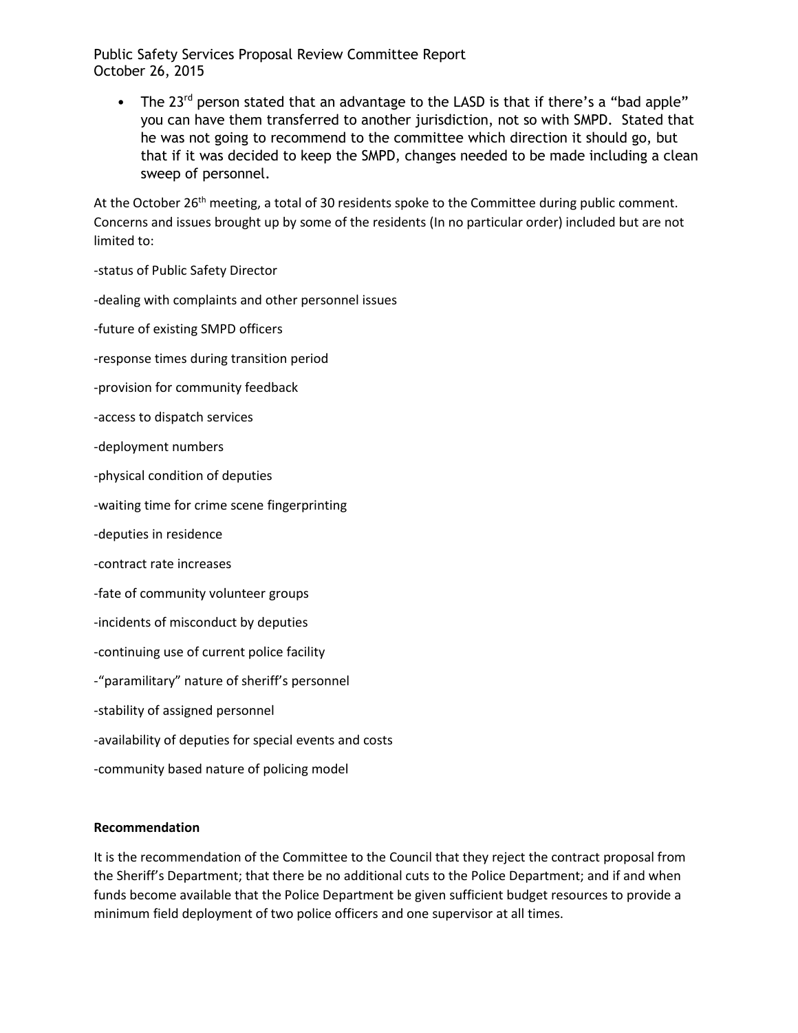- The 23rd person stated that an advantage to the LASD is that if there's a "bad apple" you can have them transferred to another jurisdiction, not so with SMPD. Stated that he was not going to recommend to the committee which direction it should go, but that if it was decided to keep the SMPD, changes needed to be made including a clean sweep of personnel.

At the October 26th meeting, a total of 30 residents spoke to the Committee during public comment. Concerns and issues brought up by some of the residents (In no particular order) included but are not limited to:

-status of Public Safety Director

-dealing with complaints and other personnel issues

-future of existing SMPD officers

-response times during transition period

-provision for community feedback

-access to dispatch services

-deployment numbers

-physical condition of deputies

-waiting time for crime scene fingerprinting

-deputies in residence

-contract rate increases

-fate of community volunteer groups

-incidents of misconduct by deputies

-continuing use of current police facility

-"paramilitary" nature of sheriff's personnel

-stability of assigned personnel

-availability of deputies for special events and costs

-community based nature of policing model

**Recommendation**

It is the recommendation of the Committee to the Council that they reject the contract proposal from the Sheriff's Department; that there be no additional cuts to the Police Department; and if and when funds become available that the Police Department be given sufficient budget resources to provide a minimum field deployment of two police officers and one supervisor at all times.